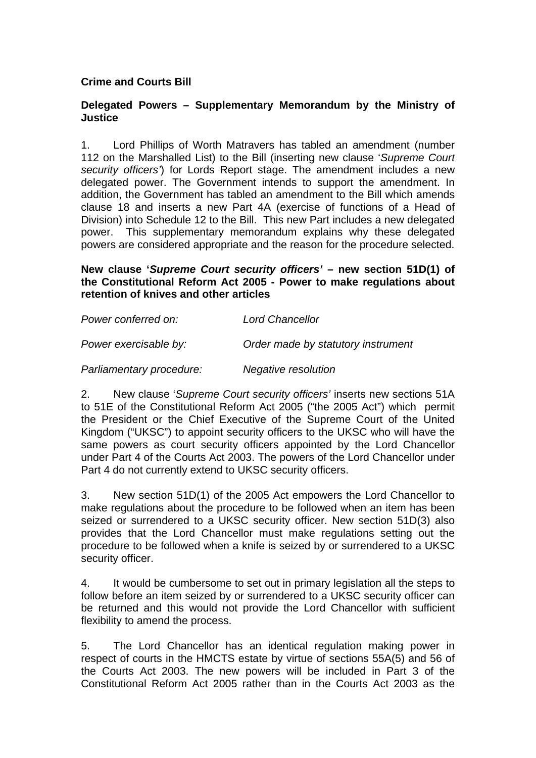**Crime and Courts Bill**

**Delegated Powers – Supplementary Memorandum by the Ministry of Justice**

1. Lord Phillips of Worth Matravers has tabled an amendment (number 112 on the Marshalled List) to the Bill (inserting new clause '*Supreme Court security officers*') for Lords Report stage. The amendment includes a new delegated power. The Government intends to support the amendment. In addition, the Government has tabled an amendment to the Bill which amends clause 18 and inserts a new Part 4A (exercise of functions of a Head of Division) into Schedule 12 to the Bill. This new Part includes a new delegated power. This supplementary memorandum explains why these delegated powers are considered appropriate and the reason for the procedure selected.

**New clause '*Supreme Court security officers*' – new section 51D(1) of the Constitutional Reform Act 2005 - Power to make regulations about retention of knives and other articles**

| | |
|---|---|
| *Power conferred on:* | *Lord Chancellor* |
| *Power exercisable by:* | *Order made by statutory instrument* |
| *Parliamentary procedure:* | *Negative resolution* |

2. New clause '*Supreme Court security officers'* inserts new sections 51A to 51E of the Constitutional Reform Act 2005 ("the 2005 Act") which permit the President or the Chief Executive of the Supreme Court of the United Kingdom ("UKSC") to appoint security officers to the UKSC who will have the same powers as court security officers appointed by the Lord Chancellor under Part 4 of the Courts Act 2003. The powers of the Lord Chancellor under Part 4 do not currently extend to UKSC security officers.

3. New section 51D(1) of the 2005 Act empowers the Lord Chancellor to make regulations about the procedure to be followed when an item has been seized or surrendered to a UKSC security officer. New section 51D(3) also provides that the Lord Chancellor must make regulations setting out the procedure to be followed when a knife is seized by or surrendered to a UKSC security officer.

4. It would be cumbersome to set out in primary legislation all the steps to follow before an item seized by or surrendered to a UKSC security officer can be returned and this would not provide the Lord Chancellor with sufficient flexibility to amend the process.

5. The Lord Chancellor has an identical regulation making power in respect of courts in the HMCTS estate by virtue of sections 55A(5) and 56 of the Courts Act 2003. The new powers will be included in Part 3 of the Constitutional Reform Act 2005 rather than in the Courts Act 2003 as the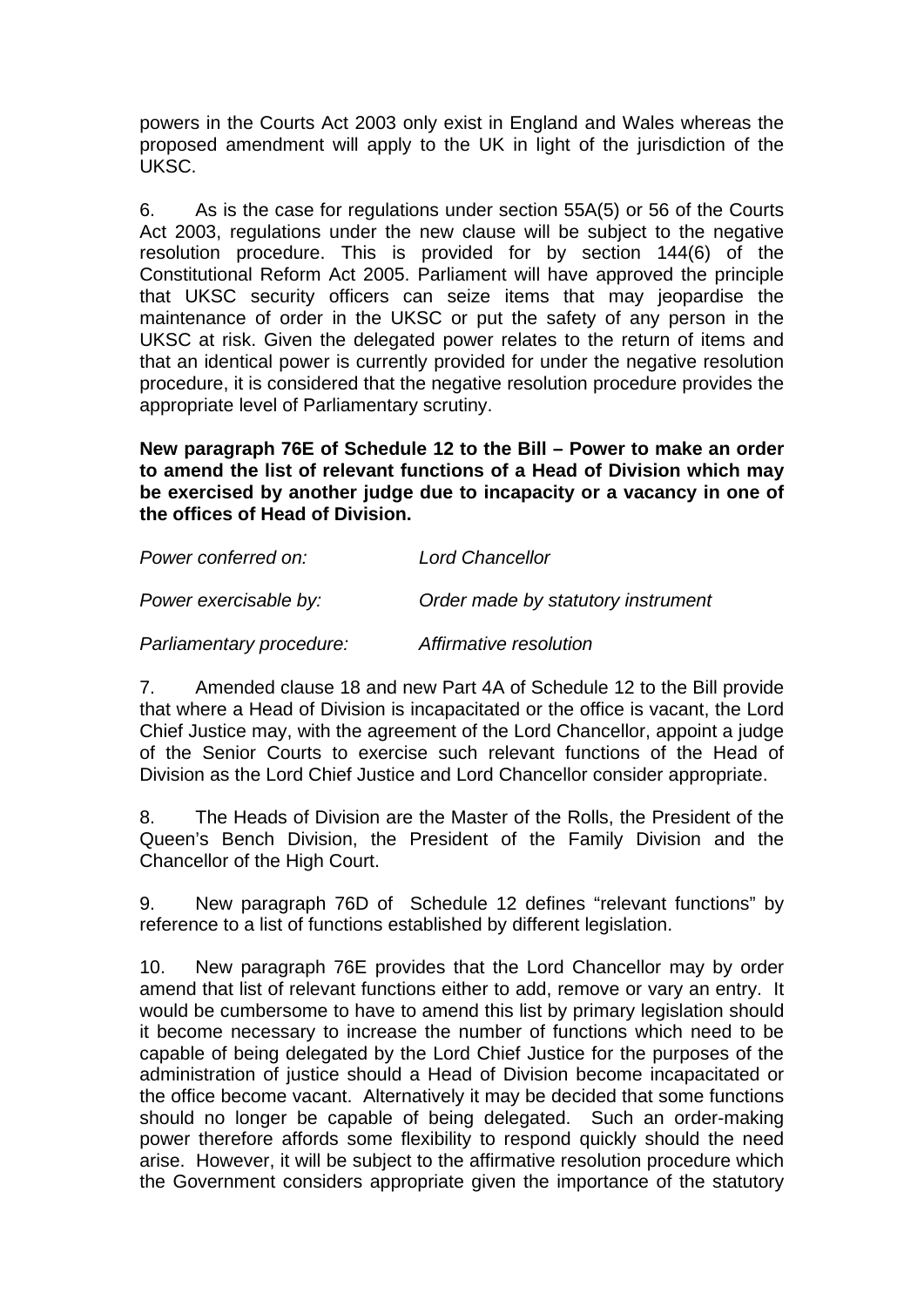powers in the Courts Act 2003 only exist in England and Wales whereas the proposed amendment will apply to the UK in light of the jurisdiction of the UKSC.

6. As is the case for regulations under section 55A(5) or 56 of the Courts Act 2003, regulations under the new clause will be subject to the negative resolution procedure. This is provided for by section 144(6) of the Constitutional Reform Act 2005. Parliament will have approved the principle that UKSC security officers can seize items that may jeopardise the maintenance of order in the UKSC or put the safety of any person in the UKSC at risk. Given the delegated power relates to the return of items and that an identical power is currently provided for under the negative resolution procedure, it is considered that the negative resolution procedure provides the appropriate level of Parliamentary scrutiny.

**New paragraph 76E of Schedule 12 to the Bill – Power to make an order to amend the list of relevant functions of a Head of Division which may be exercised by another judge due to incapacity or a vacancy in one of the offices of Head of Division.**

*Power conferred on:* *Lord Chancellor*

*Power exercisable by:* *Order made by statutory instrument*

*Parliamentary procedure:* *Affirmative resolution*

7. Amended clause 18 and new Part 4A of Schedule 12 to the Bill provide that where a Head of Division is incapacitated or the office is vacant, the Lord Chief Justice may, with the agreement of the Lord Chancellor, appoint a judge of the Senior Courts to exercise such relevant functions of the Head of Division as the Lord Chief Justice and Lord Chancellor consider appropriate.

8. The Heads of Division are the Master of the Rolls, the President of the Queen's Bench Division, the President of the Family Division and the Chancellor of the High Court.

9. New paragraph 76D of Schedule 12 defines "relevant functions" by reference to a list of functions established by different legislation.

10. New paragraph 76E provides that the Lord Chancellor may by order amend that list of relevant functions either to add, remove or vary an entry. It would be cumbersome to have to amend this list by primary legislation should it become necessary to increase the number of functions which need to be capable of being delegated by the Lord Chief Justice for the purposes of the administration of justice should a Head of Division become incapacitated or the office become vacant. Alternatively it may be decided that some functions should no longer be capable of being delegated. Such an order-making power therefore affords some flexibility to respond quickly should the need arise. However, it will be subject to the affirmative resolution procedure which the Government considers appropriate given the importance of the statutory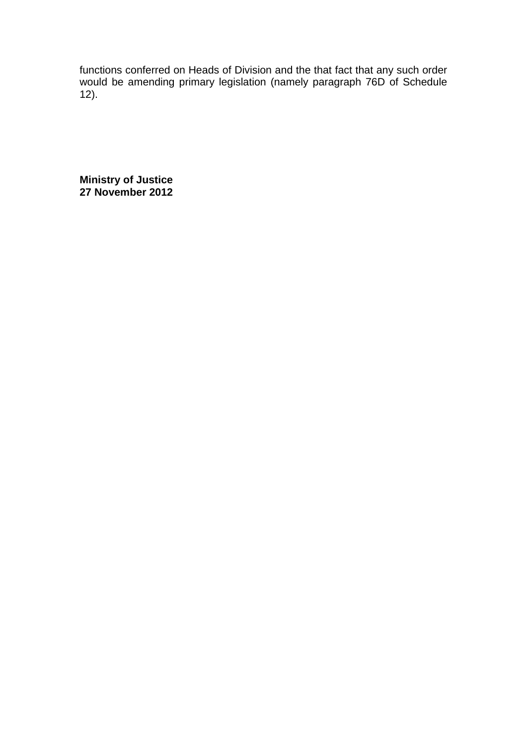functions conferred on Heads of Division and the that fact that any such order would be amending primary legislation (namely paragraph 76D of Schedule 12).

**Ministry of Justice**
**27 November 2012**